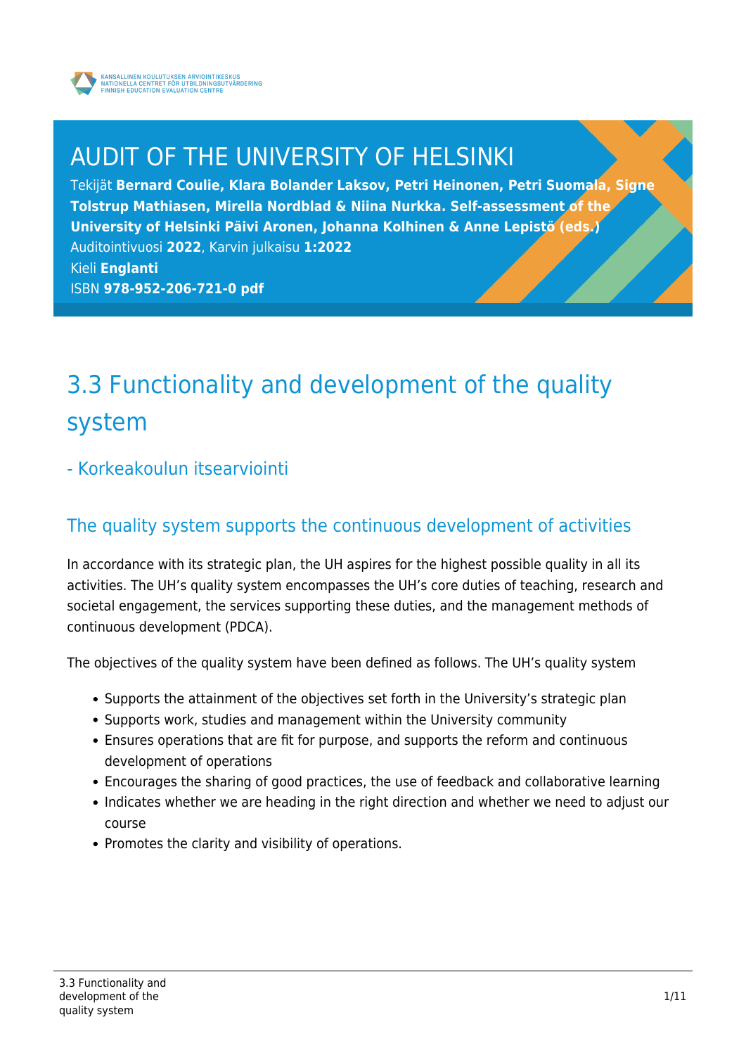KANSALLINEN KOULUTUKSEN ARVIOINTIKESKUS
NATIONELLA CENTRET FÖR UTBILDNINGSUTVÄRDERING
FINNISH EDUCATION EVALUATION CENTRE

# AUDIT OF THE UNIVERSITY OF HELSINKI

Tekijät **Bernard Coulie, Klara Bolander Laksov, Petri Heinonen, Petri Suomala, Signe Tolstrup Mathiasen, Mirella Nordblad & Niina Nurkka. Self-assessment of the University of Helsinki Päivi Aronen, Johanna Kolhinen & Anne Lepistö (eds.)**
Auditointivuosi **2022**, Karvin julkaisu **1:2022**
Kieli **Englanti**
ISBN **978-952-206-721-0 pdf**

# 3.3 Functionality and development of the quality system

## - Korkeakoulun itsearviointi

## The quality system supports the continuous development of activities

In accordance with its strategic plan, the UH aspires for the highest possible quality in all its activities. The UH's quality system encompasses the UH's core duties of teaching, research and societal engagement, the services supporting these duties, and the management methods of continuous development (PDCA).

The objectives of the quality system have been defined as follows. The UH's quality system

- Supports the attainment of the objectives set forth in the University's strategic plan
- Supports work, studies and management within the University community
- Ensures operations that are fit for purpose, and supports the reform and continuous development of operations
- Encourages the sharing of good practices, the use of feedback and collaborative learning
- Indicates whether we are heading in the right direction and whether we need to adjust our course
- Promotes the clarity and visibility of operations.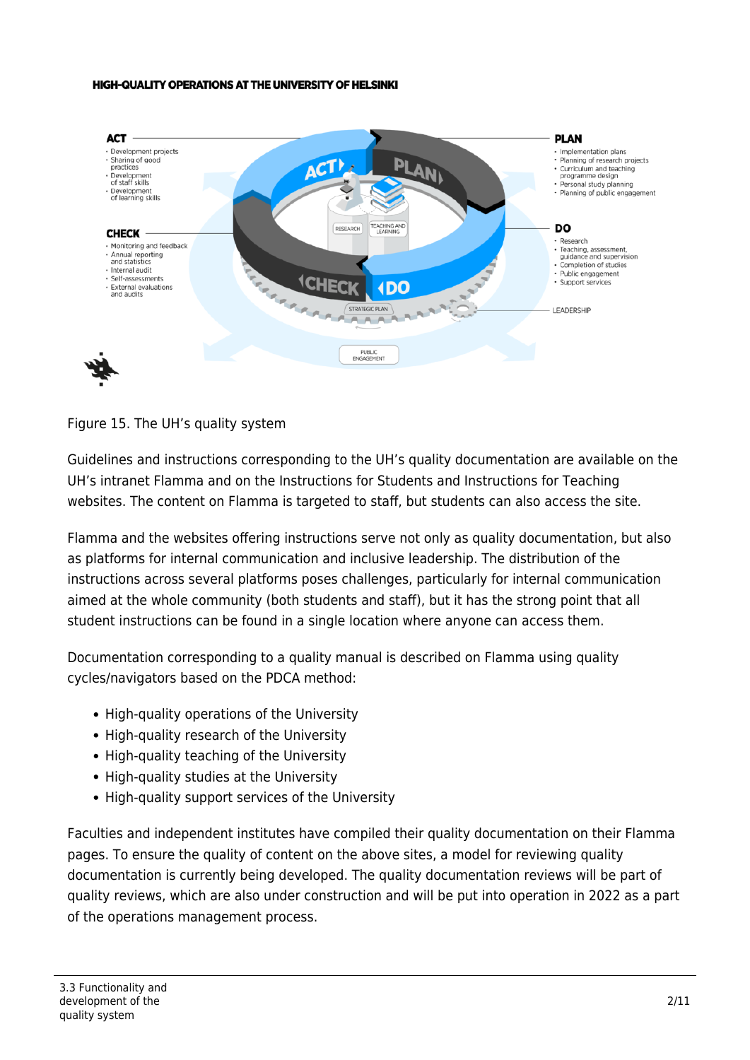HIGH-QUALITY OPERATIONS AT THE UNIVERSITY OF HELSINKI

**ACT**
- Development projects
- Sharing of good practices
- Development of staff skills
- Development of learning skills

**PLAN**
- Implementation plans
- Planning of research projects
- Curriculum and teaching programme design
- Personal study planning
- Planning of public engagement

**CHECK**
- Monitoring and feedback
- Annual reporting and statistics
- Internal audit
- Self-assessments
- External evaluations and audits

**DO**
- Research
- Teaching, assessment, guidance and supervision
- Completion of studies
- Public engagement
- Support services

LEADERSHIP

RESEARCH, TEACHING AND LEARNING, STRATEGIC PLAN, PUBLIC ENGAGEMENT

Figure 15. The UH's quality system

Guidelines and instructions corresponding to the UH's quality documentation are available on the UH's intranet Flamma and on the Instructions for Students and Instructions for Teaching websites. The content on Flamma is targeted to staff, but students can also access the site.

Flamma and the websites offering instructions serve not only as quality documentation, but also as platforms for internal communication and inclusive leadership. The distribution of the instructions across several platforms poses challenges, particularly for internal communication aimed at the whole community (both students and staff), but it has the strong point that all student instructions can be found in a single location where anyone can access them.

Documentation corresponding to a quality manual is described on Flamma using quality cycles/navigators based on the PDCA method:

- High-quality operations of the University
- High-quality research of the University
- High-quality teaching of the University
- High-quality studies at the University
- High-quality support services of the University

Faculties and independent institutes have compiled their quality documentation on their Flamma pages. To ensure the quality of content on the above sites, a model for reviewing quality documentation is currently being developed. The quality documentation reviews will be part of quality reviews, which are also under construction and will be put into operation in 2022 as a part of the operations management process.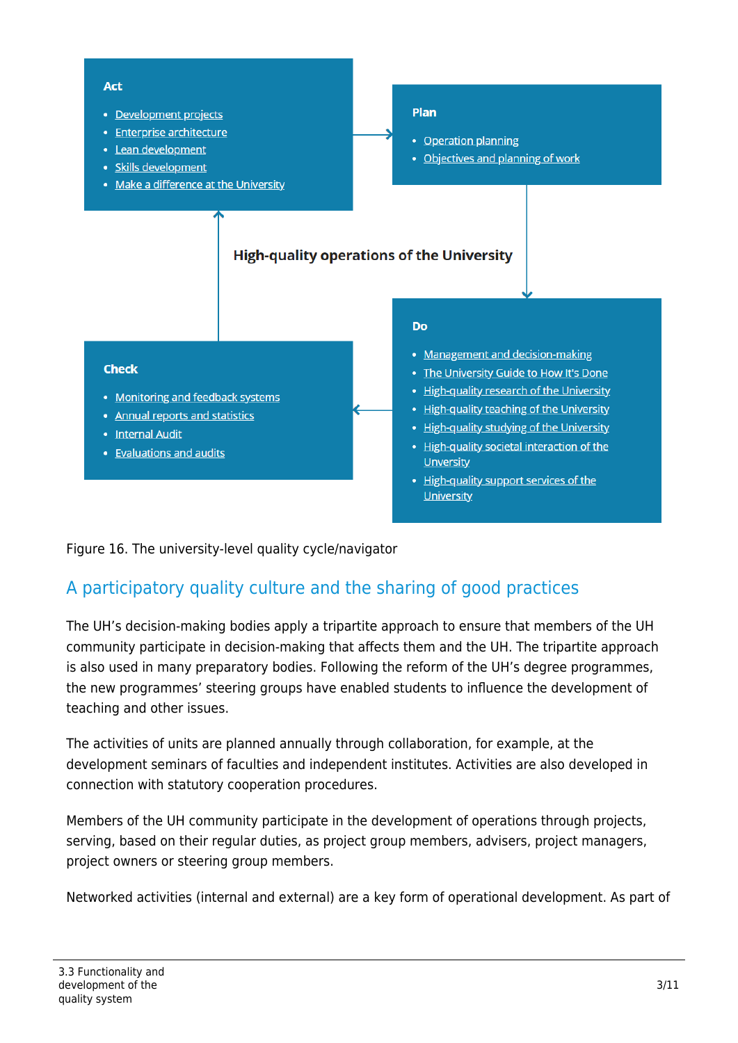**Act**

- Development projects
- Enterprise architecture
- Lean development
- Skills development
- Make a difference at the University

**Plan**

- Operation planning
- Objectives and planning of work

**High-quality operations of the University**

**Do**

- Management and decision-making
- The University Guide to How It's Done
- High-quality research of the University
- High-quality teaching of the University
- High-quality studying of the University
- High-quality societal interaction of the Unversity
- High-quality support services of the University

**Check**

- Monitoring and feedback systems
- Annual reports and statistics
- Internal Audit
- Evaluations and audits

Figure 16. The university-level quality cycle/navigator

## A participatory quality culture and the sharing of good practices

The UH's decision-making bodies apply a tripartite approach to ensure that members of the UH community participate in decision-making that affects them and the UH. The tripartite approach is also used in many preparatory bodies. Following the reform of the UH's degree programmes, the new programmes' steering groups have enabled students to influence the development of teaching and other issues.

The activities of units are planned annually through collaboration, for example, at the development seminars of faculties and independent institutes. Activities are also developed in connection with statutory cooperation procedures.

Members of the UH community participate in the development of operations through projects, serving, based on their regular duties, as project group members, advisers, project managers, project owners or steering group members.

Networked activities (internal and external) are a key form of operational development. As part of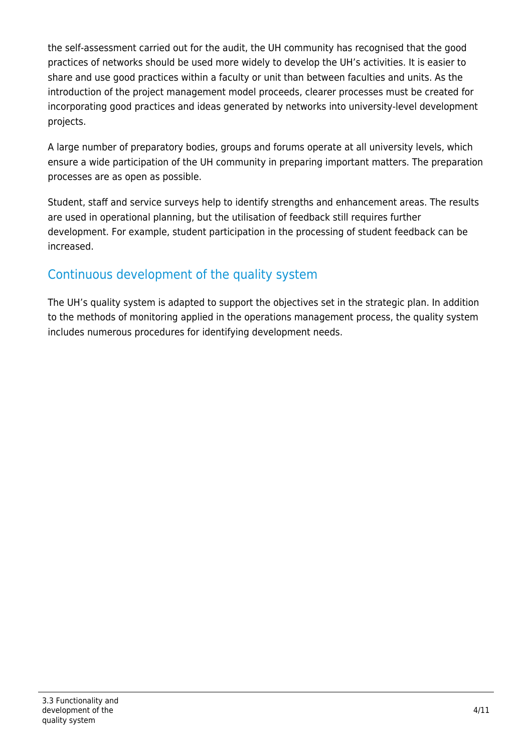the self-assessment carried out for the audit, the UH community has recognised that the good practices of networks should be used more widely to develop the UH's activities. It is easier to share and use good practices within a faculty or unit than between faculties and units. As the introduction of the project management model proceeds, clearer processes must be created for incorporating good practices and ideas generated by networks into university-level development projects.

A large number of preparatory bodies, groups and forums operate at all university levels, which ensure a wide participation of the UH community in preparing important matters. The preparation processes are as open as possible.

Student, staff and service surveys help to identify strengths and enhancement areas. The results are used in operational planning, but the utilisation of feedback still requires further development. For example, student participation in the processing of student feedback can be increased.

## Continuous development of the quality system

The UH's quality system is adapted to support the objectives set in the strategic plan. In addition to the methods of monitoring applied in the operations management process, the quality system includes numerous procedures for identifying development needs.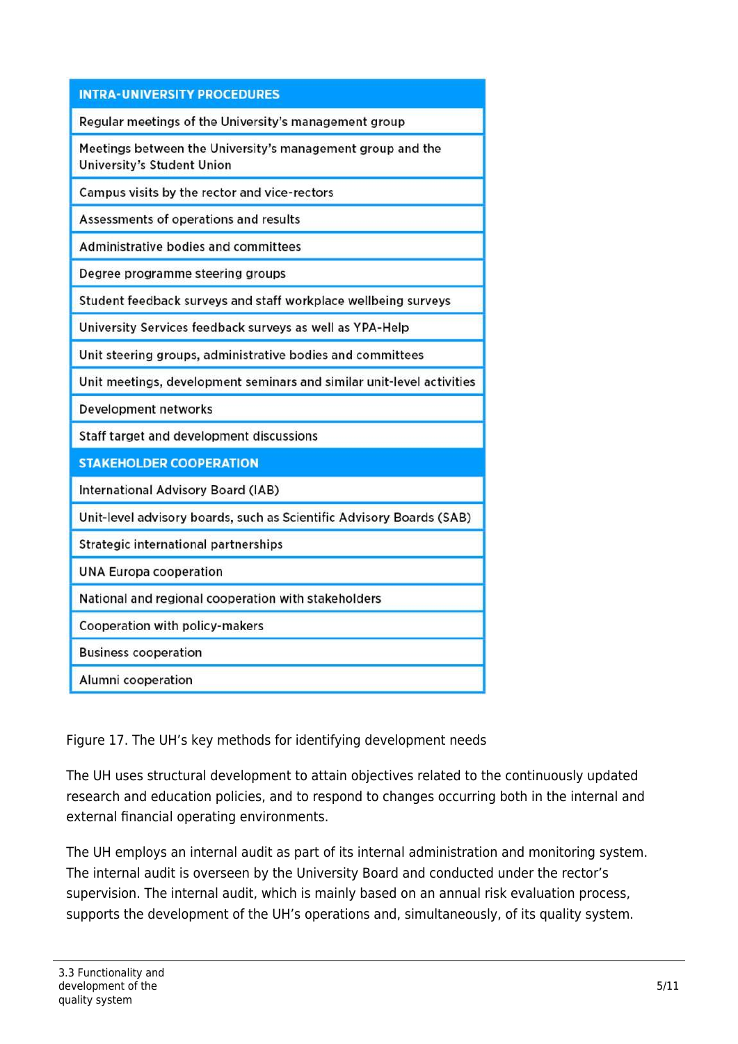| INTRA-UNIVERSITY PROCEDURES |
| --- |
| Regular meetings of the University's management group |
| Meetings between the University's management group and the University's Student Union |
| Campus visits by the rector and vice-rectors |
| Assessments of operations and results |
| Administrative bodies and committees |
| Degree programme steering groups |
| Student feedback surveys and staff workplace wellbeing surveys |
| University Services feedback surveys as well as YPA-Help |
| Unit steering groups, administrative bodies and committees |
| Unit meetings, development seminars and similar unit-level activities |
| Development networks |
| Staff target and development discussions |
| **STAKEHOLDER COOPERATION** |
| International Advisory Board (IAB) |
| Unit-level advisory boards, such as Scientific Advisory Boards (SAB) |
| Strategic international partnerships |
| UNA Europa cooperation |
| National and regional cooperation with stakeholders |
| Cooperation with policy-makers |
| Business cooperation |
| Alumni cooperation |

Figure 17. The UH's key methods for identifying development needs

The UH uses structural development to attain objectives related to the continuously updated research and education policies, and to respond to changes occurring both in the internal and external financial operating environments.

The UH employs an internal audit as part of its internal administration and monitoring system. The internal audit is overseen by the University Board and conducted under the rector's supervision. The internal audit, which is mainly based on an annual risk evaluation process, supports the development of the UH's operations and, simultaneously, of its quality system.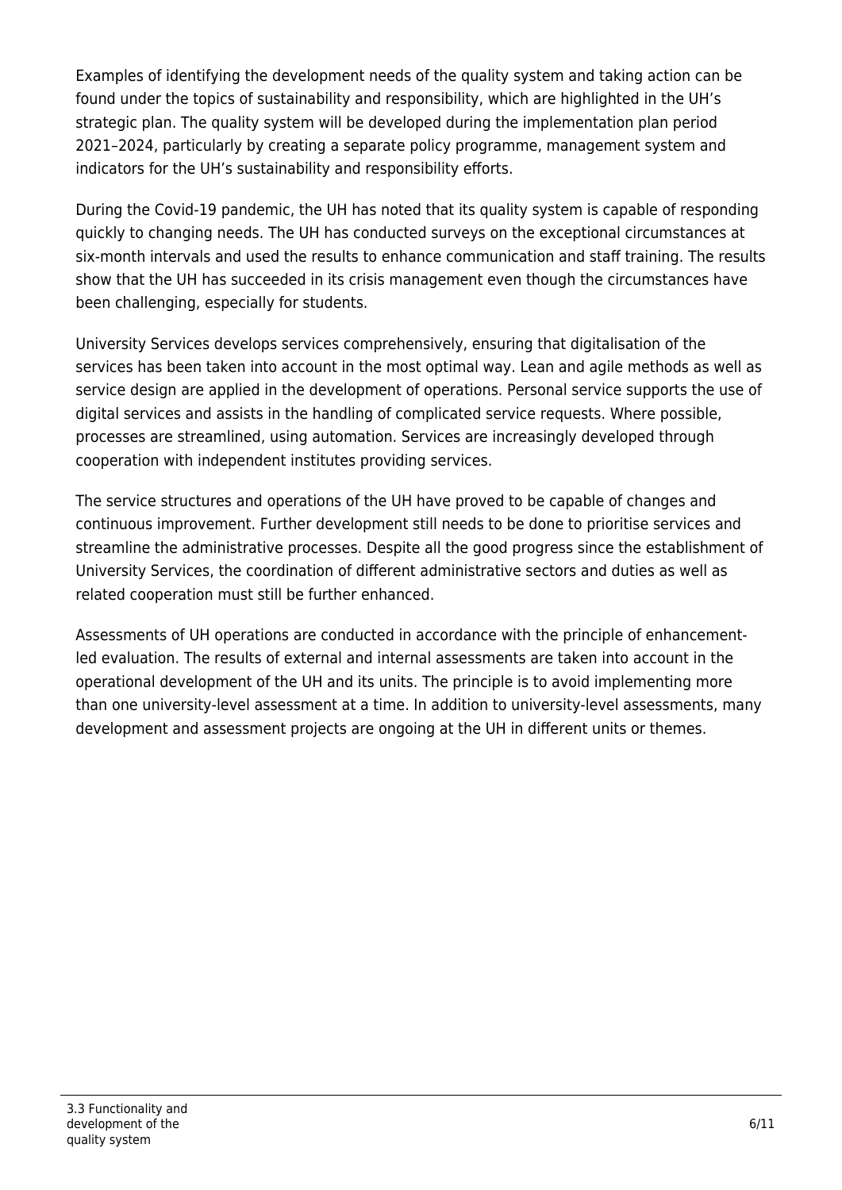Examples of identifying the development needs of the quality system and taking action can be found under the topics of sustainability and responsibility, which are highlighted in the UH's strategic plan. The quality system will be developed during the implementation plan period 2021–2024, particularly by creating a separate policy programme, management system and indicators for the UH's sustainability and responsibility efforts.

During the Covid-19 pandemic, the UH has noted that its quality system is capable of responding quickly to changing needs. The UH has conducted surveys on the exceptional circumstances at six-month intervals and used the results to enhance communication and staff training. The results show that the UH has succeeded in its crisis management even though the circumstances have been challenging, especially for students.

University Services develops services comprehensively, ensuring that digitalisation of the services has been taken into account in the most optimal way. Lean and agile methods as well as service design are applied in the development of operations. Personal service supports the use of digital services and assists in the handling of complicated service requests. Where possible, processes are streamlined, using automation. Services are increasingly developed through cooperation with independent institutes providing services.

The service structures and operations of the UH have proved to be capable of changes and continuous improvement. Further development still needs to be done to prioritise services and streamline the administrative processes. Despite all the good progress since the establishment of University Services, the coordination of different administrative sectors and duties as well as related cooperation must still be further enhanced.

Assessments of UH operations are conducted in accordance with the principle of enhancement-led evaluation. The results of external and internal assessments are taken into account in the operational development of the UH and its units. The principle is to avoid implementing more than one university-level assessment at a time. In addition to university-level assessments, many development and assessment projects are ongoing at the UH in different units or themes.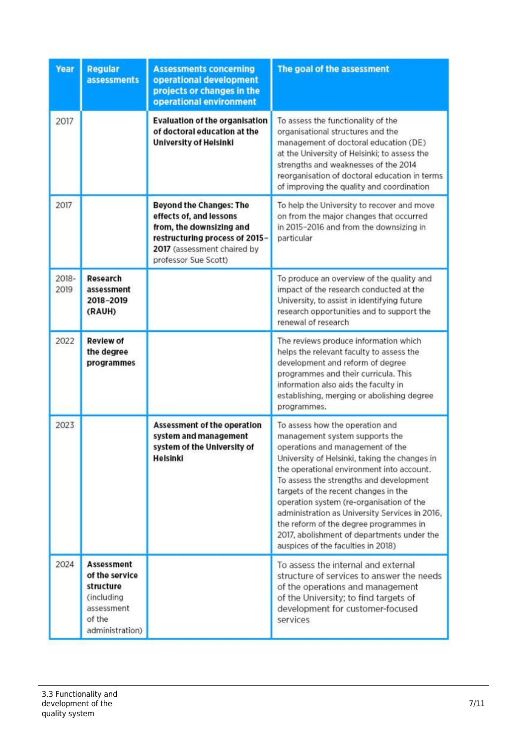| Year | Regular assessments | Assessments concerning operational development projects or changes in the operational environment | The goal of the assessment |
|---|---|---|---|
| 2017 | | **Evaluation of the organisation of doctoral education at the University of Helsinki** | To assess the functionality of the organisational structures and the management of doctoral education (DE) at the University of Helsinki; to assess the strengths and weaknesses of the 2014 reorganisation of doctoral education in terms of improving the quality and coordination |
| 2017 | | **Beyond the Changes: The effects of, and lessons from, the downsizing and restructuring process of 2015–2017** (assessment chaired by professor Sue Scott) | To help the University to recover and move on from the major changes that occurred in 2015–2016 and from the downsizing in particular |
| 2018-2019 | **Research assessment 2018–2019 (RAUH)** | | To produce an overview of the quality and impact of the research conducted at the University, to assist in identifying future research opportunities and to support the renewal of research |
| 2022 | **Review of the degree programmes** | | The reviews produce information which helps the relevant faculty to assess the development and reform of degree programmes and their curricula. This information also aids the faculty in establishing, merging or abolishing degree programmes. |
| 2023 | | **Assessment of the operation system and management system of the University of Helsinki** | To assess how the operation and management system supports the operations and management of the University of Helsinki, taking the changes in the operational environment into account. To assess the strengths and development targets of the recent changes in the operation system (re-organisation of the administration as University Services in 2016, the reform of the degree programmes in 2017, abolishment of departments under the auspices of the faculties in 2018) |
| 2024 | **Assessment of the service structure** (including assessment of the administration) | | To assess the internal and external structure of services to answer the needs of the operations and management of the University; to find targets of development for customer-focused services |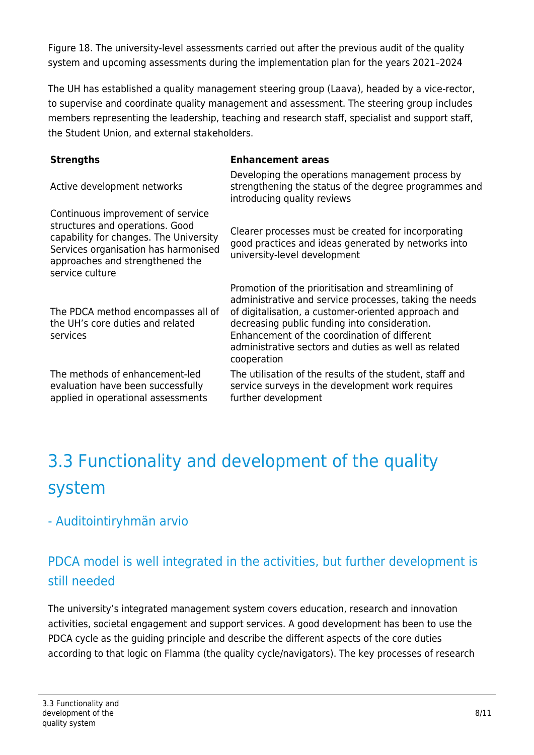Figure 18. The university-level assessments carried out after the previous audit of the quality system and upcoming assessments during the implementation plan for the years 2021–2024

The UH has established a quality management steering group (Laava), headed by a vice-rector, to supervise and coordinate quality management and assessment. The steering group includes members representing the leadership, teaching and research staff, specialist and support staff, the Student Union, and external stakeholders.

| Strengths | Enhancement areas |
|---|---|
| Active development networks | Developing the operations management process by strengthening the status of the degree programmes and introducing quality reviews |
| Continuous improvement of service structures and operations. Good capability for changes. The University Services organisation has harmonised approaches and strengthened the service culture | Clearer processes must be created for incorporating good practices and ideas generated by networks into university-level development |
| The PDCA method encompasses all of the UH's core duties and related services | Promotion of the prioritisation and streamlining of administrative and service processes, taking the needs of digitalisation, a customer-oriented approach and decreasing public funding into consideration. Enhancement of the coordination of different administrative sectors and duties as well as related cooperation |
| The methods of enhancement-led evaluation have been successfully applied in operational assessments | The utilisation of the results of the student, staff and service surveys in the development work requires further development |

# 3.3 Functionality and development of the quality system

## - Auditointiryhmän arvio

## PDCA model is well integrated in the activities, but further development is still needed

The university's integrated management system covers education, research and innovation activities, societal engagement and support services. A good development has been to use the PDCA cycle as the guiding principle and describe the different aspects of the core duties according to that logic on Flamma (the quality cycle/navigators). The key processes of research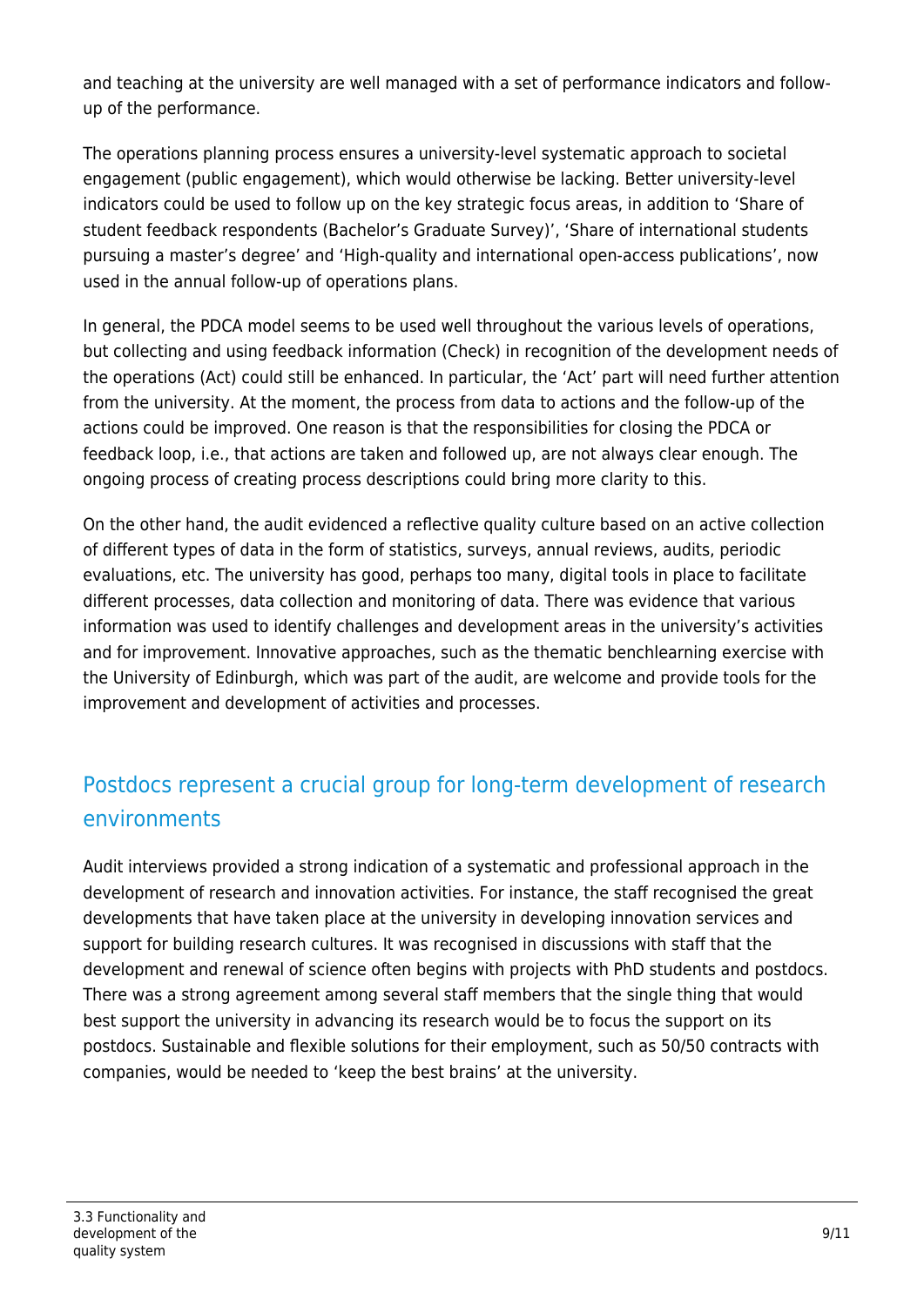and teaching at the university are well managed with a set of performance indicators and follow-up of the performance.

The operations planning process ensures a university-level systematic approach to societal engagement (public engagement), which would otherwise be lacking. Better university-level indicators could be used to follow up on the key strategic focus areas, in addition to 'Share of student feedback respondents (Bachelor's Graduate Survey)', 'Share of international students pursuing a master's degree' and 'High-quality and international open-access publications', now used in the annual follow-up of operations plans.

In general, the PDCA model seems to be used well throughout the various levels of operations, but collecting and using feedback information (Check) in recognition of the development needs of the operations (Act) could still be enhanced. In particular, the 'Act' part will need further attention from the university. At the moment, the process from data to actions and the follow-up of the actions could be improved. One reason is that the responsibilities for closing the PDCA or feedback loop, i.e., that actions are taken and followed up, are not always clear enough. The ongoing process of creating process descriptions could bring more clarity to this.

On the other hand, the audit evidenced a reflective quality culture based on an active collection of different types of data in the form of statistics, surveys, annual reviews, audits, periodic evaluations, etc. The university has good, perhaps too many, digital tools in place to facilitate different processes, data collection and monitoring of data. There was evidence that various information was used to identify challenges and development areas in the university's activities and for improvement. Innovative approaches, such as the thematic benchlearning exercise with the University of Edinburgh, which was part of the audit, are welcome and provide tools for the improvement and development of activities and processes.

## Postdocs represent a crucial group for long-term development of research environments

Audit interviews provided a strong indication of a systematic and professional approach in the development of research and innovation activities. For instance, the staff recognised the great developments that have taken place at the university in developing innovation services and support for building research cultures. It was recognised in discussions with staff that the development and renewal of science often begins with projects with PhD students and postdocs. There was a strong agreement among several staff members that the single thing that would best support the university in advancing its research would be to focus the support on its postdocs. Sustainable and flexible solutions for their employment, such as 50/50 contracts with companies, would be needed to 'keep the best brains' at the university.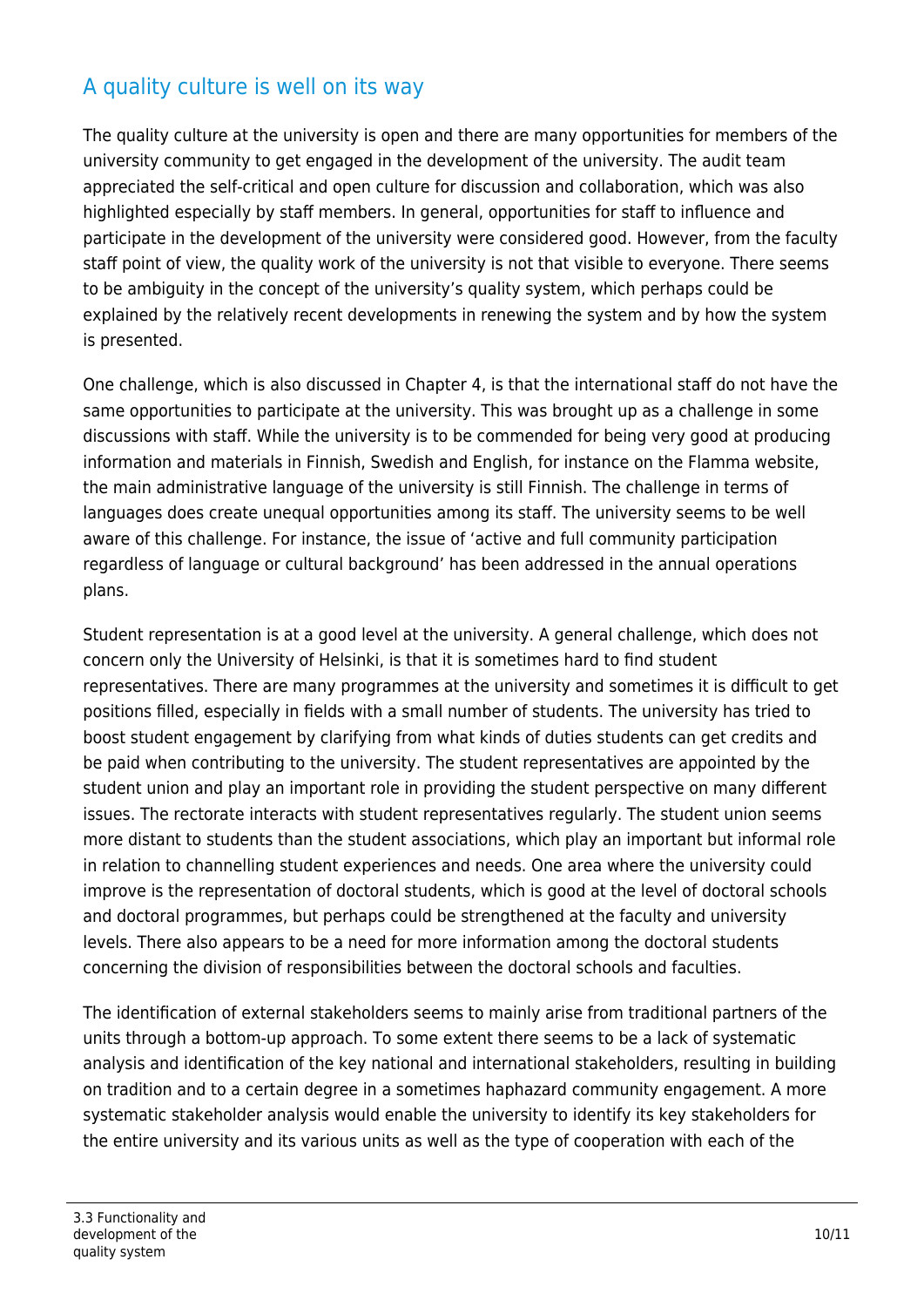## A quality culture is well on its way

The quality culture at the university is open and there are many opportunities for members of the university community to get engaged in the development of the university. The audit team appreciated the self-critical and open culture for discussion and collaboration, which was also highlighted especially by staff members. In general, opportunities for staff to influence and participate in the development of the university were considered good. However, from the faculty staff point of view, the quality work of the university is not that visible to everyone. There seems to be ambiguity in the concept of the university's quality system, which perhaps could be explained by the relatively recent developments in renewing the system and by how the system is presented.

One challenge, which is also discussed in Chapter 4, is that the international staff do not have the same opportunities to participate at the university. This was brought up as a challenge in some discussions with staff. While the university is to be commended for being very good at producing information and materials in Finnish, Swedish and English, for instance on the Flamma website, the main administrative language of the university is still Finnish. The challenge in terms of languages does create unequal opportunities among its staff. The university seems to be well aware of this challenge. For instance, the issue of 'active and full community participation regardless of language or cultural background' has been addressed in the annual operations plans.

Student representation is at a good level at the university. A general challenge, which does not concern only the University of Helsinki, is that it is sometimes hard to find student representatives. There are many programmes at the university and sometimes it is difficult to get positions filled, especially in fields with a small number of students. The university has tried to boost student engagement by clarifying from what kinds of duties students can get credits and be paid when contributing to the university. The student representatives are appointed by the student union and play an important role in providing the student perspective on many different issues. The rectorate interacts with student representatives regularly. The student union seems more distant to students than the student associations, which play an important but informal role in relation to channelling student experiences and needs. One area where the university could improve is the representation of doctoral students, which is good at the level of doctoral schools and doctoral programmes, but perhaps could be strengthened at the faculty and university levels. There also appears to be a need for more information among the doctoral students concerning the division of responsibilities between the doctoral schools and faculties.

The identification of external stakeholders seems to mainly arise from traditional partners of the units through a bottom-up approach. To some extent there seems to be a lack of systematic analysis and identification of the key national and international stakeholders, resulting in building on tradition and to a certain degree in a sometimes haphazard community engagement. A more systematic stakeholder analysis would enable the university to identify its key stakeholders for the entire university and its various units as well as the type of cooperation with each of the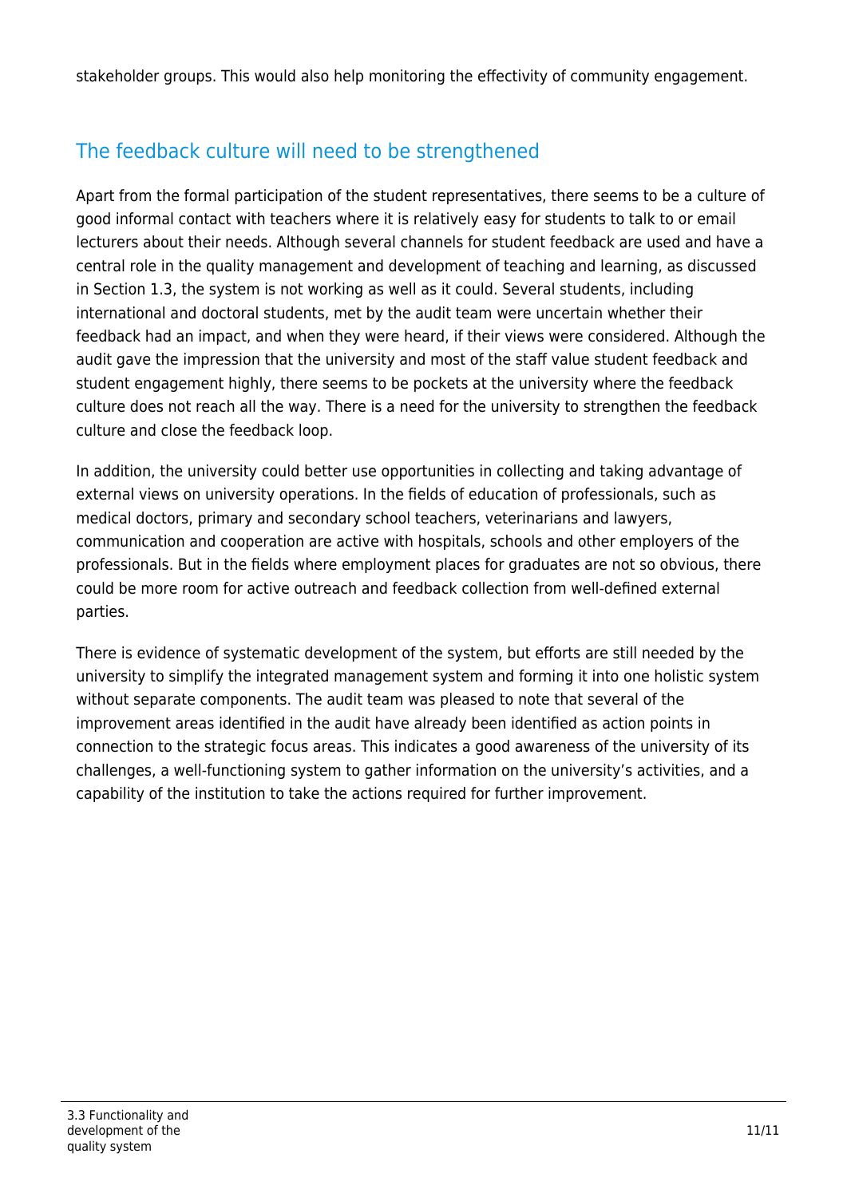stakeholder groups. This would also help monitoring the effectivity of community engagement.

## The feedback culture will need to be strengthened

Apart from the formal participation of the student representatives, there seems to be a culture of good informal contact with teachers where it is relatively easy for students to talk to or email lecturers about their needs. Although several channels for student feedback are used and have a central role in the quality management and development of teaching and learning, as discussed in Section 1.3, the system is not working as well as it could. Several students, including international and doctoral students, met by the audit team were uncertain whether their feedback had an impact, and when they were heard, if their views were considered. Although the audit gave the impression that the university and most of the staff value student feedback and student engagement highly, there seems to be pockets at the university where the feedback culture does not reach all the way. There is a need for the university to strengthen the feedback culture and close the feedback loop.

In addition, the university could better use opportunities in collecting and taking advantage of external views on university operations. In the fields of education of professionals, such as medical doctors, primary and secondary school teachers, veterinarians and lawyers, communication and cooperation are active with hospitals, schools and other employers of the professionals. But in the fields where employment places for graduates are not so obvious, there could be more room for active outreach and feedback collection from well-defined external parties.

There is evidence of systematic development of the system, but efforts are still needed by the university to simplify the integrated management system and forming it into one holistic system without separate components. The audit team was pleased to note that several of the improvement areas identified in the audit have already been identified as action points in connection to the strategic focus areas. This indicates a good awareness of the university of its challenges, a well-functioning system to gather information on the university's activities, and a capability of the institution to take the actions required for further improvement.